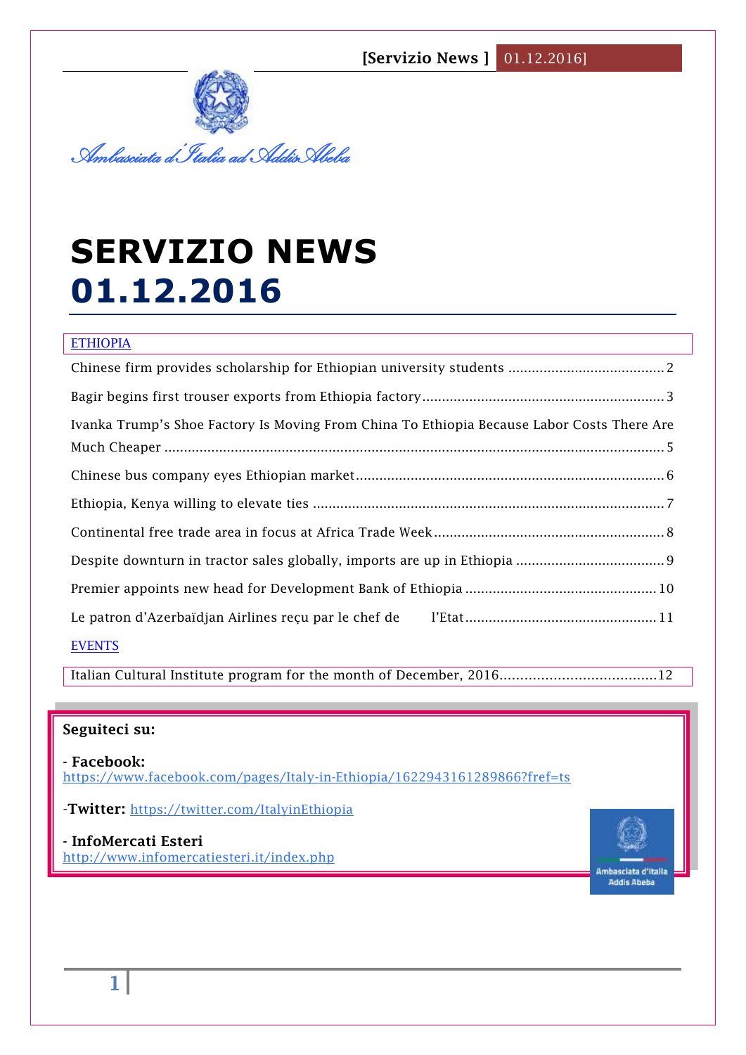*Ambasciata d'Italia ad Addis Abeba*

# SERVIZIO NEWS 01.12.2016

ETHIOPIA

Chinese firm provides scholarship for Ethiopian university students ........................................ 2

Bagir begins first trouser exports from Ethiopia factory ............................................................. 3

Ivanka Trump's Shoe Factory Is Moving From China To Ethiopia Because Labor Costs There Are Much Cheaper ................................................................................................................................ 5

Chinese bus company eyes Ethiopian market ............................................................................... 6

Ethiopia, Kenya willing to elevate ties ........................................................................................... 7

Continental free trade area in focus at Africa Trade Week .......................................................... 8

Despite downturn in tractor sales globally, imports are up in Ethiopia ...................................... 9

Premier appoints new head for Development Bank of Ethiopia ................................................. 10

Le patron d'Azerbaïdjan Airlines reçu par le chef de l'Etat ................................................. 11

EVENTS

Italian Cultural Institute program for the month of December, 2016...................................... 12

**Seguiteci su:**

- **Facebook:** https://www.facebook.com/pages/Italy-in-Ethiopia/1622943161289866?fref=ts

-**Twitter:** https://twitter.com/ItalyinEthiopia

- **InfoMercati Esteri** http://www.infomercatiesteri.it/index.php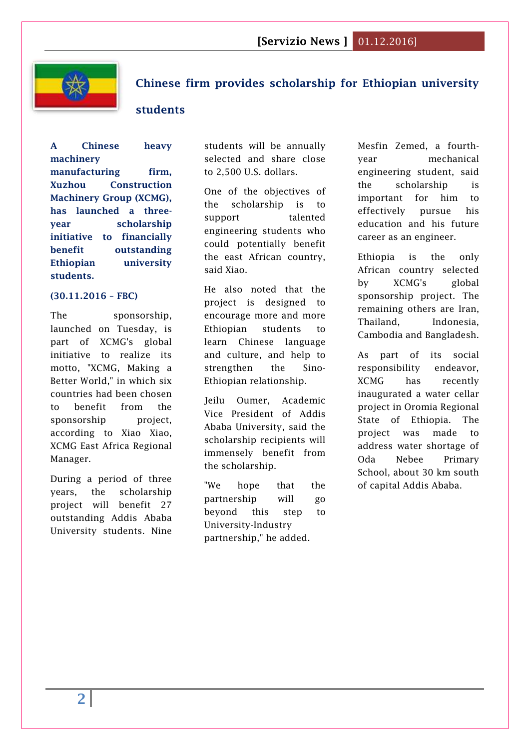## Chinese firm provides scholarship for Ethiopian university students

**A Chinese heavy machinery manufacturing firm, Xuzhou Construction Machinery Group (XCMG), has launched a three-year scholarship initiative to financially benefit outstanding Ethiopian university students.**

**(30.11.2016 – FBC)**

The sponsorship, launched on Tuesday, is part of XCMG's global initiative to realize its motto, "XCMG, Making a Better World," in which six countries had been chosen to benefit from the sponsorship project, according to Xiao Xiao, XCMG East Africa Regional Manager.

During a period of three years, the scholarship project will benefit 27 outstanding Addis Ababa University students. Nine students will be annually selected and share close to 2,500 U.S. dollars.

One of the objectives of the scholarship is to support talented engineering students who could potentially benefit the east African country, said Xiao.

He also noted that the project is designed to encourage more and more Ethiopian students to learn Chinese language and culture, and help to strengthen the Sino-Ethiopian relationship.

Jeilu Oumer, Academic Vice President of Addis Ababa University, said the scholarship recipients will immensely benefit from the scholarship.

"We hope that the partnership will go beyond this step to University-Industry partnership," he added.

Mesfin Zemed, a fourth-year mechanical engineering student, said the scholarship is important for him to effectively pursue his education and his future career as an engineer.

Ethiopia is the only African country selected by XCMG's global sponsorship project. The remaining others are Iran, Thailand, Indonesia, Cambodia and Bangladesh.

As part of its social responsibility endeavor, XCMG has recently inaugurated a water cellar project in Oromia Regional State of Ethiopia. The project was made to address water shortage of Oda Nebee Primary School, about 30 km south of capital Addis Ababa.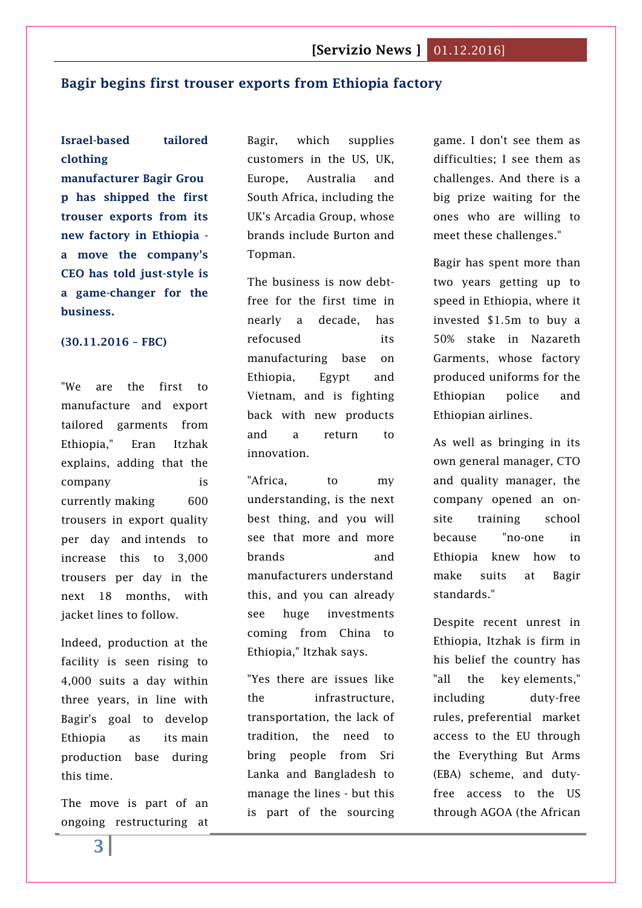## Bagir begins first trouser exports from Ethiopia factory

**Israel-based tailored clothing manufacturer Bagir Group has shipped the first trouser exports from its new factory in Ethiopia - a move the company's CEO has told just-style is a game-changer for the business.**

**(30.11.2016 – FBC)**

"We are the first to manufacture and export tailored garments from Ethiopia," Eran Itzhak explains, adding that the company is currently making 600 trousers in export quality per day and intends to increase this to 3,000 trousers per day in the next 18 months, with jacket lines to follow.

Indeed, production at the facility is seen rising to 4,000 suits a day within three years, in line with Bagir's goal to develop Ethiopia as its main production base during this time.

The move is part of an ongoing restructuring at Bagir, which supplies customers in the US, UK, Europe, Australia and South Africa, including the UK's Arcadia Group, whose brands include Burton and Topman.

The business is now debt-free for the first time in nearly a decade, has refocused its manufacturing base on Ethiopia, Egypt and Vietnam, and is fighting back with new products and a return to innovation.

"Africa, to my understanding, is the next best thing, and you will see that more and more brands and manufacturers understand this, and you can already see huge investments coming from China to Ethiopia," Itzhak says.

"Yes there are issues like the infrastructure, transportation, the lack of tradition, the need to bring people from Sri Lanka and Bangladesh to manage the lines - but this is part of the sourcing game. I don't see them as difficulties; I see them as challenges. And there is a big prize waiting for the ones who are willing to meet these challenges."

Bagir has spent more than two years getting up to speed in Ethiopia, where it invested $1.5m to buy a 50% stake in Nazareth Garments, whose factory produced uniforms for the Ethiopian police and Ethiopian airlines.

As well as bringing in its own general manager, CTO and quality manager, the company opened an on-site training school because "no-one in Ethiopia knew how to make suits at Bagir standards."

Despite recent unrest in Ethiopia, Itzhak is firm in his belief the country has "all the key elements," including duty-free rules, preferential market access to the EU through the Everything But Arms (EBA) scheme, and duty-free access to the US through AGOA (the African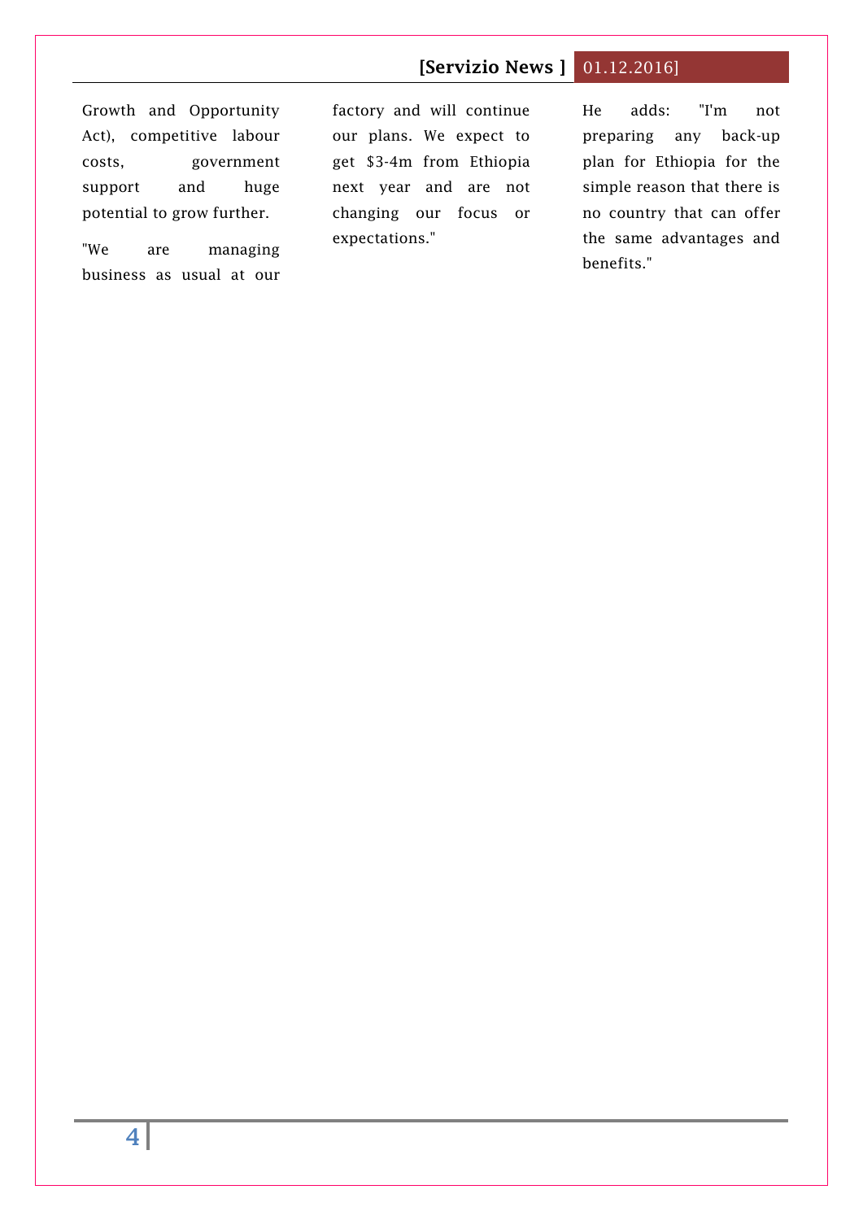Growth and Opportunity Act), competitive labour costs, government support and huge potential to grow further.

"We are managing business as usual at our factory and will continue our plans. We expect to get $3-4m from Ethiopia next year and are not changing our focus or expectations."

He adds: "I'm not preparing any back-up plan for Ethiopia for the simple reason that there is no country that can offer the same advantages and benefits."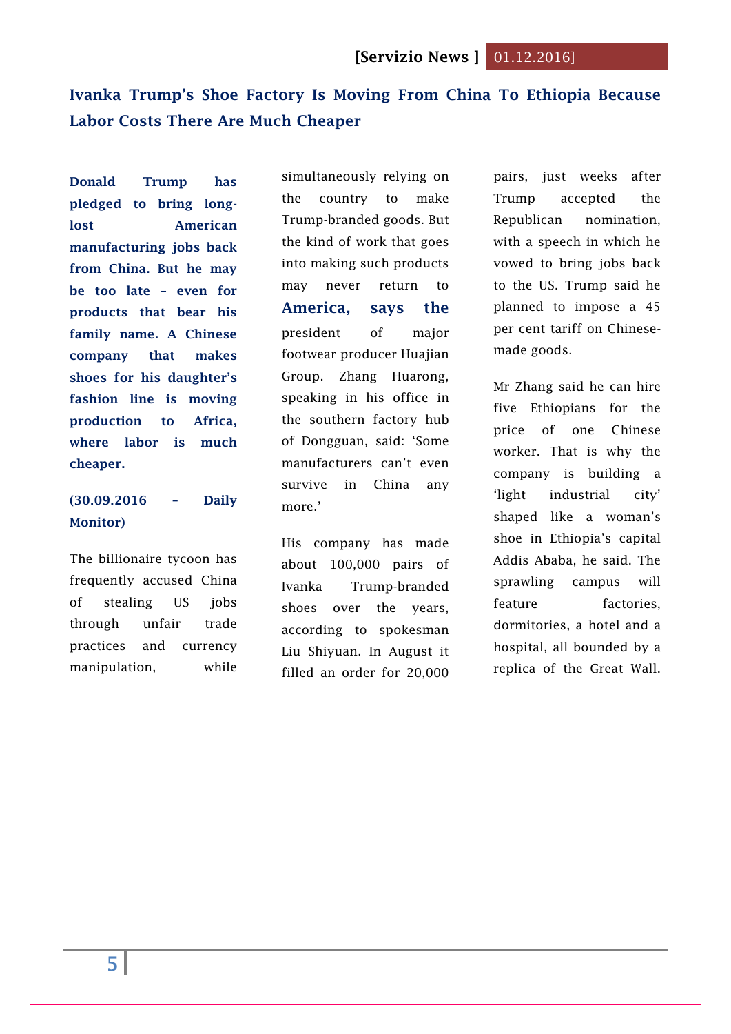## Ivanka Trump's Shoe Factory Is Moving From China To Ethiopia Because Labor Costs There Are Much Cheaper

**Donald Trump has pledged to bring long-lost American manufacturing jobs back from China. But he may be too late – even for products that bear his family name. A Chinese company that makes shoes for his daughter's fashion line is moving production to Africa, where labor is much cheaper.**

**(30.09.2016 – Daily Monitor)**

The billionaire tycoon has frequently accused China of stealing US jobs through unfair trade practices and currency manipulation, while simultaneously relying on the country to make Trump-branded goods. But the kind of work that goes into making such products may never return to America, says the president of major footwear producer Huajian Group. Zhang Huarong, speaking in his office in the southern factory hub of Dongguan, said: 'Some manufacturers can't even survive in China any more.'

His company has made about 100,000 pairs of Ivanka Trump-branded shoes over the years, according to spokesman Liu Shiyuan. In August it filled an order for 20,000 pairs, just weeks after Trump accepted the Republican nomination, with a speech in which he vowed to bring jobs back to the US. Trump said he planned to impose a 45 per cent tariff on Chinese-made goods.

Mr Zhang said he can hire five Ethiopians for the price of one Chinese worker. That is why the company is building a 'light industrial city' shaped like a woman's shoe in Ethiopia's capital Addis Ababa, he said. The sprawling campus will feature factories, dormitories, a hotel and a hospital, all bounded by a replica of the Great Wall.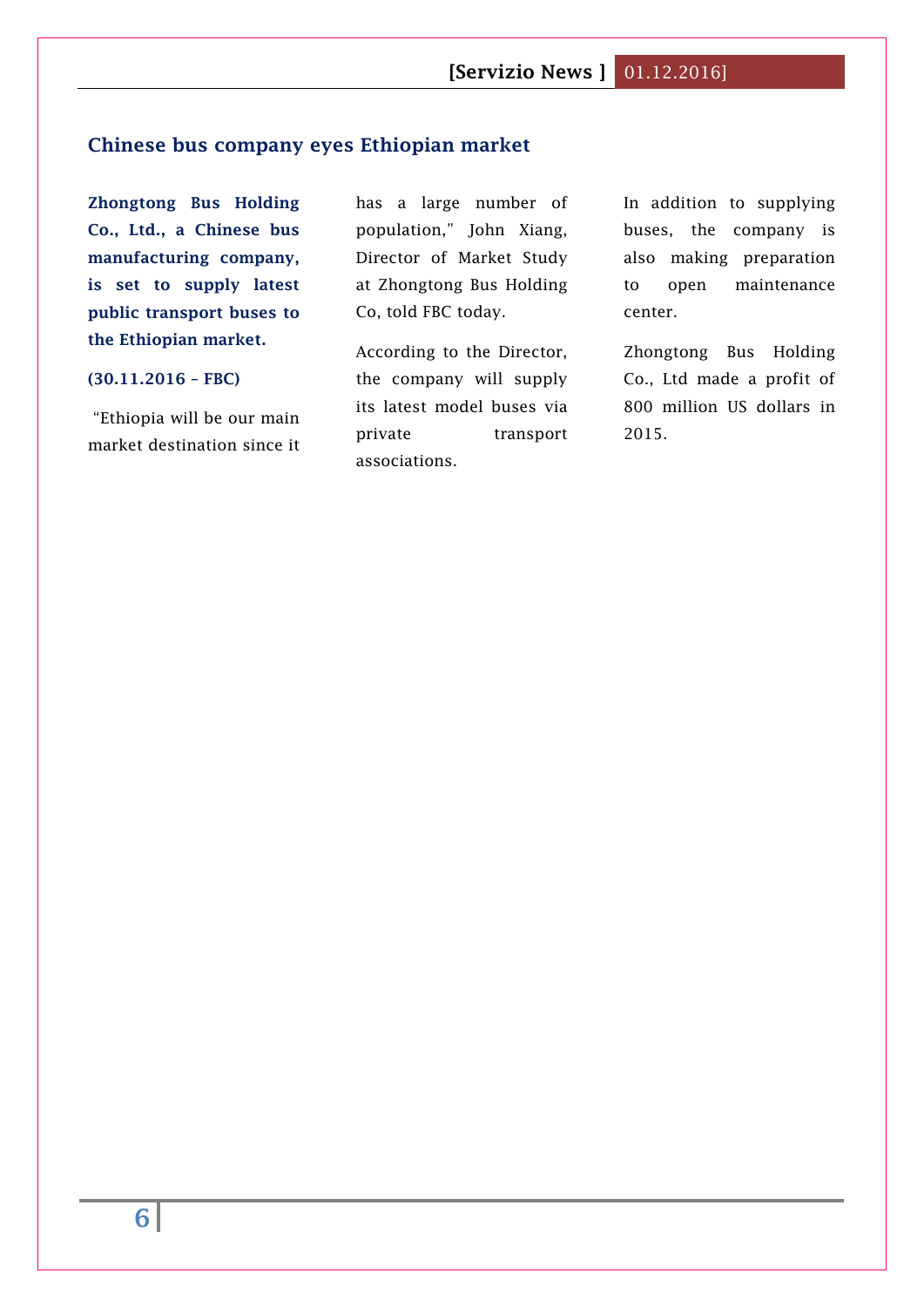## Chinese bus company eyes Ethiopian market

**Zhongtong Bus Holding Co., Ltd., a Chinese bus manufacturing company, is set to supply latest public transport buses to the Ethiopian market.**

**(30.11.2016 – FBC)**

"Ethiopia will be our main market destination since it has a large number of population," John Xiang, Director of Market Study at Zhongtong Bus Holding Co, told FBC today.

According to the Director, the company will supply its latest model buses via private transport associations.

In addition to supplying buses, the company is also making preparation to open maintenance center.

Zhongtong Bus Holding Co., Ltd made a profit of 800 million US dollars in 2015.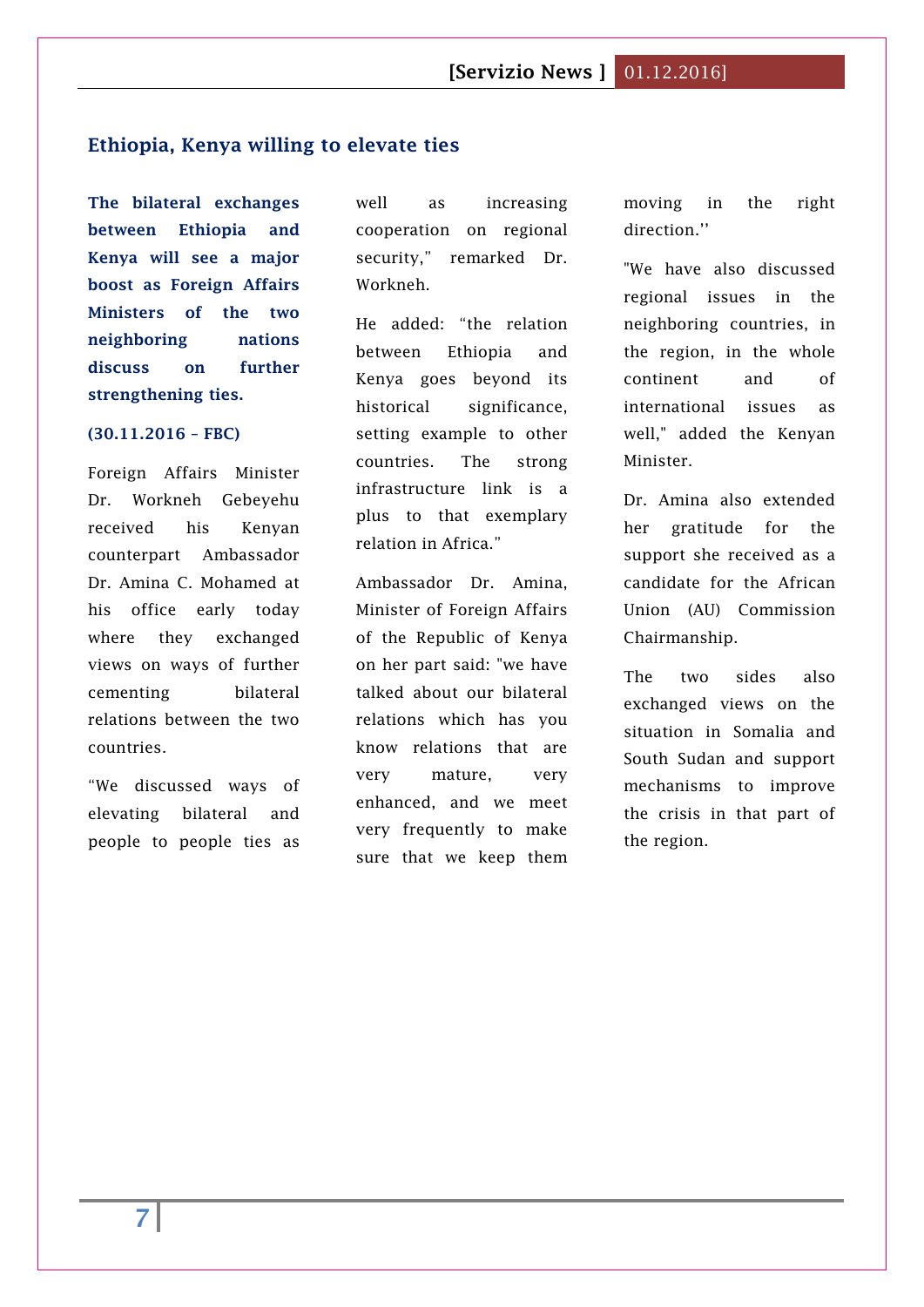## Ethiopia, Kenya willing to elevate ties

**The bilateral exchanges between Ethiopia and Kenya will see a major boost as Foreign Affairs Ministers of the two neighboring nations discuss on further strengthening ties.**

**(30.11.2016 – FBC)**

Foreign Affairs Minister Dr. Workneh Gebeyehu received his Kenyan counterpart Ambassador Dr. Amina C. Mohamed at his office early today where they exchanged views on ways of further cementing bilateral relations between the two countries.

"We discussed ways of elevating bilateral and people to people ties as well as increasing cooperation on regional security," remarked Dr. Workneh.

He added: "the relation between Ethiopia and Kenya goes beyond its historical significance, setting example to other countries. The strong infrastructure link is a plus to that exemplary relation in Africa."

Ambassador Dr. Amina, Minister of Foreign Affairs of the Republic of Kenya on her part said: "we have talked about our bilateral relations which has you know relations that are very mature, very enhanced, and we meet very frequently to make sure that we keep them moving in the right direction.''

"We have also discussed regional issues in the neighboring countries, in the region, in the whole continent and of international issues as well," added the Kenyan Minister.

Dr. Amina also extended her gratitude for the support she received as a candidate for the African Union (AU) Commission Chairmanship.

The two sides also exchanged views on the situation in Somalia and South Sudan and support mechanisms to improve the crisis in that part of the region.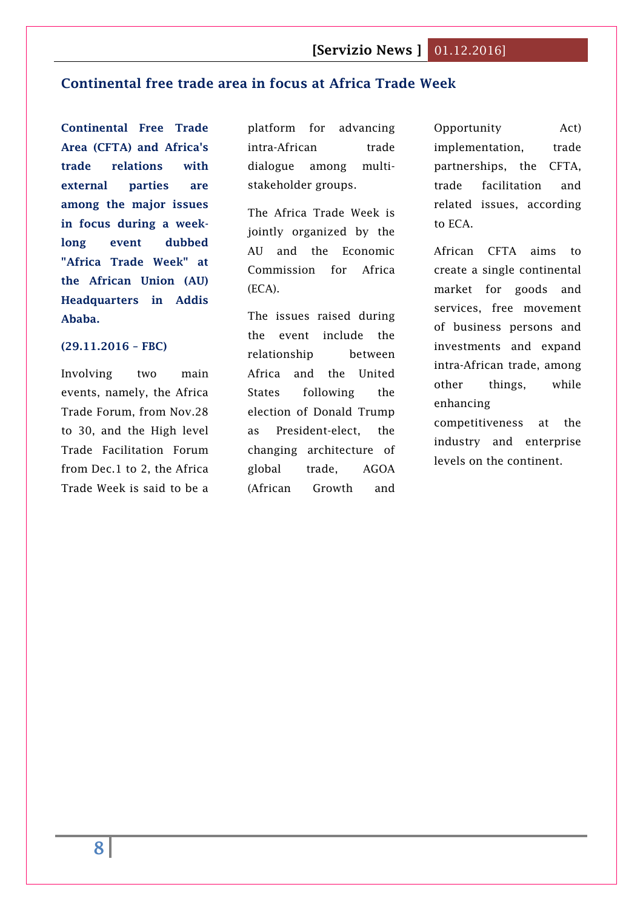## Continental free trade area in focus at Africa Trade Week

**Continental Free Trade Area (CFTA) and Africa's trade relations with external parties are among the major issues in focus during a week-long event dubbed "Africa Trade Week" at the African Union (AU) Headquarters in Addis Ababa.**

**(29.11.2016 – FBC)**

Involving two main events, namely, the Africa Trade Forum, from Nov.28 to 30, and the High level Trade Facilitation Forum from Dec.1 to 2, the Africa Trade Week is said to be a platform for advancing intra-African trade dialogue among multi-stakeholder groups.

The Africa Trade Week is jointly organized by the AU and the Economic Commission for Africa (ECA).

The issues raised during the event include the relationship between Africa and the United States following the election of Donald Trump as President-elect, the changing architecture of global trade, AGOA (African Growth and Opportunity Act) implementation, trade partnerships, the CFTA, trade facilitation and related issues, according to ECA.

African CFTA aims to create a single continental market for goods and services, free movement of business persons and investments and expand intra-African trade, among other things, while enhancing competitiveness at the industry and enterprise levels on the continent.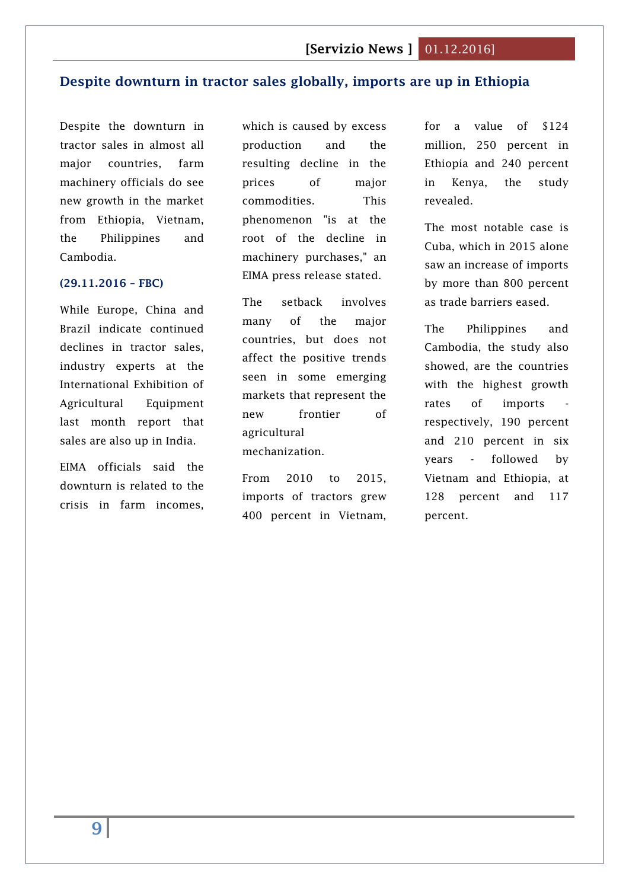## Despite downturn in tractor sales globally, imports are up in Ethiopia

Despite the downturn in tractor sales in almost all major countries, farm machinery officials do see new growth in the market from Ethiopia, Vietnam, the Philippines and Cambodia.

**(29.11.2016 – FBC)**

While Europe, China and Brazil indicate continued declines in tractor sales, industry experts at the International Exhibition of Agricultural Equipment last month report that sales are also up in India.

EIMA officials said the downturn is related to the crisis in farm incomes, which is caused by excess production and the resulting decline in the prices of major commodities. This phenomenon "is at the root of the decline in machinery purchases," an EIMA press release stated.

The setback involves many of the major countries, but does not affect the positive trends seen in some emerging markets that represent the new frontier of agricultural mechanization.

From 2010 to 2015, imports of tractors grew 400 percent in Vietnam, for a value of $124 million, 250 percent in Ethiopia and 240 percent in Kenya, the study revealed.

The most notable case is Cuba, which in 2015 alone saw an increase of imports by more than 800 percent as trade barriers eased.

The Philippines and Cambodia, the study also showed, are the countries with the highest growth rates of imports - respectively, 190 percent and 210 percent in six years - followed by Vietnam and Ethiopia, at 128 percent and 117 percent.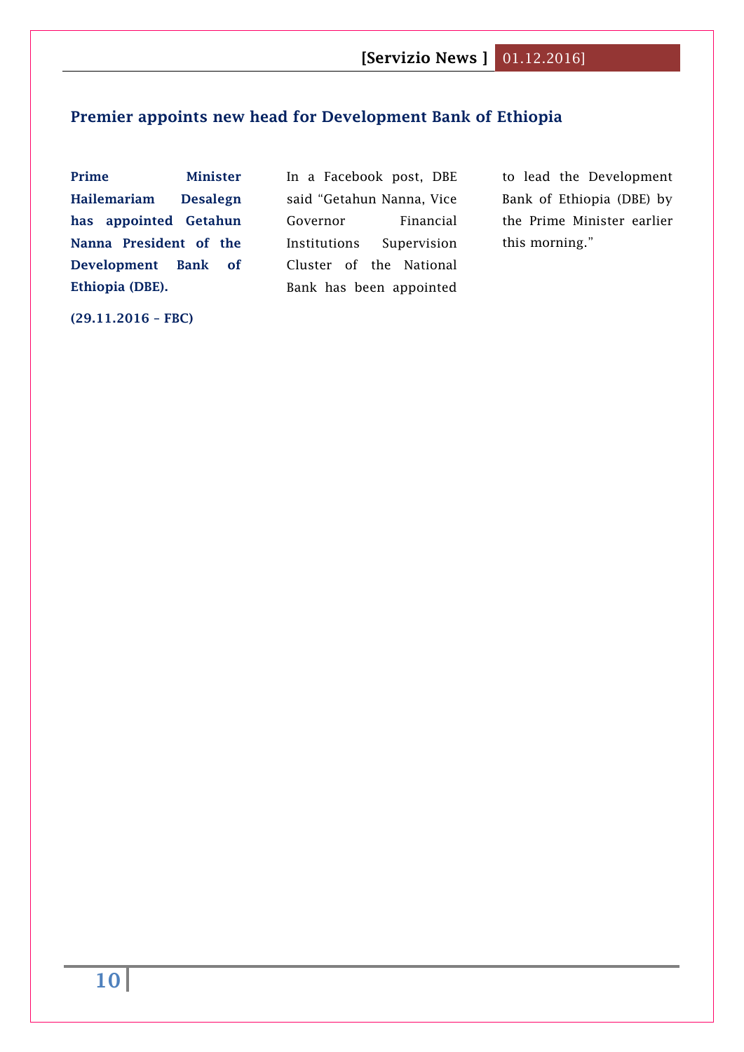## Premier appoints new head for Development Bank of Ethiopia

**Prime Minister Hailemariam Desalegn has appointed Getahun Nanna President of the Development Bank of Ethiopia (DBE).**

**(29.11.2016 – FBC)**

In a Facebook post, DBE said "Getahun Nanna, Vice Governor Financial Institutions Supervision Cluster of the National Bank has been appointed to lead the Development Bank of Ethiopia (DBE) by the Prime Minister earlier this morning."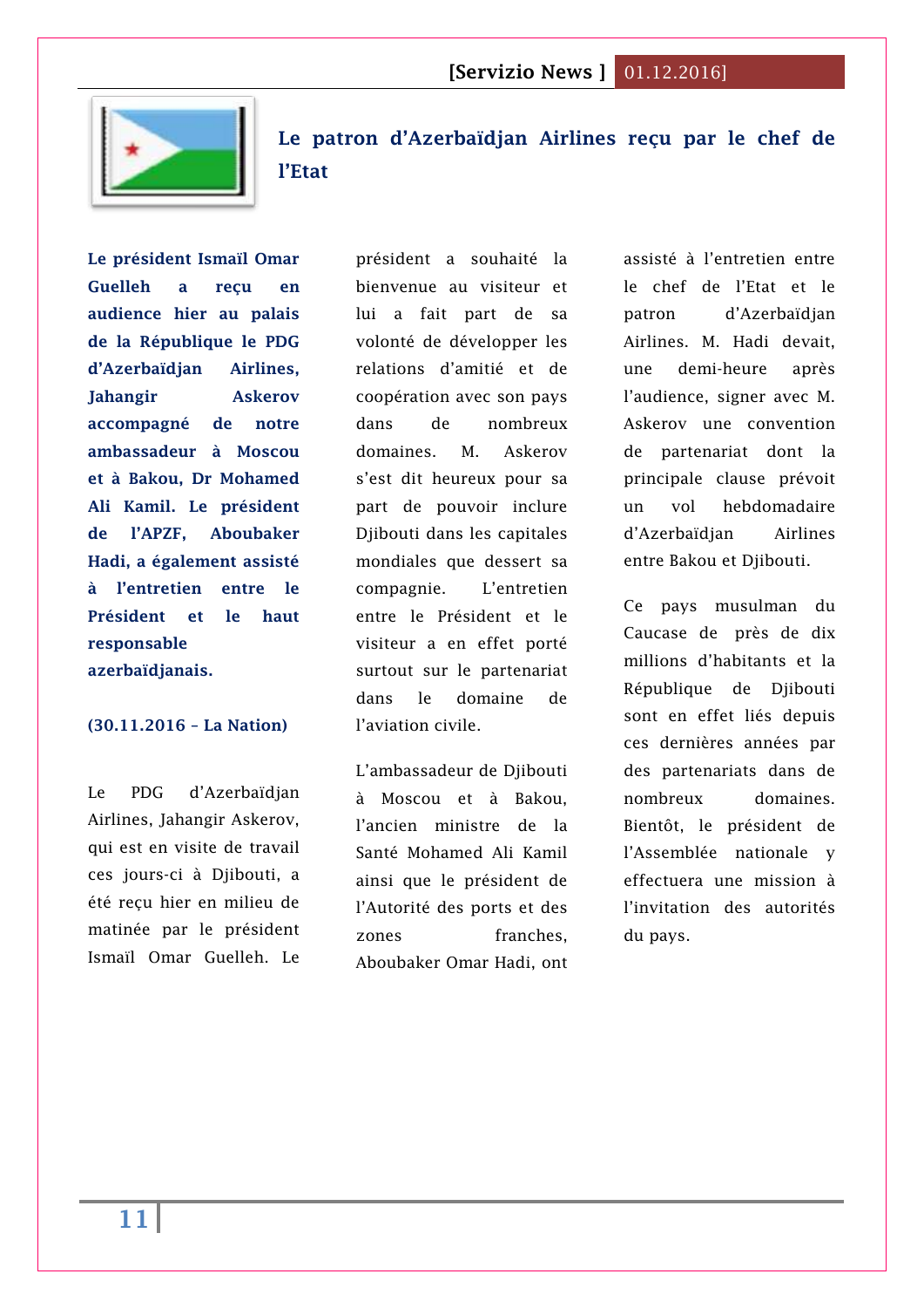## Le patron d'Azerbaïdjan Airlines reçu par le chef de l'Etat

**Le président Ismaïl Omar Guelleh a reçu en audience hier au palais de la République le PDG d'Azerbaïdjan Airlines, Jahangir Askerov accompagné de notre ambassadeur à Moscou et à Bakou, Dr Mohamed Ali Kamil. Le président de l'APZF, Aboubaker Hadi, a également assisté à l'entretien entre le Président et le haut responsable azerbaïdjanais.**

**(30.11.2016 – La Nation)**

Le PDG d'Azerbaïdjan Airlines, Jahangir Askerov, qui est en visite de travail ces jours-ci à Djibouti, a été reçu hier en milieu de matinée par le président Ismaïl Omar Guelleh. Le président a souhaité la bienvenue au visiteur et lui a fait part de sa volonté de développer les relations d'amitié et de coopération avec son pays dans de nombreux domaines. M. Askerov s'est dit heureux pour sa part de pouvoir inclure Djibouti dans les capitales mondiales que dessert sa compagnie. L'entretien entre le Président et le visiteur a en effet porté surtout sur le partenariat dans le domaine de l'aviation civile.

L'ambassadeur de Djibouti à Moscou et à Bakou, l'ancien ministre de la Santé Mohamed Ali Kamil ainsi que le président de l'Autorité des ports et des zones franches, Aboubaker Omar Hadi, ont assisté à l'entretien entre le chef de l'Etat et le patron d'Azerbaïdjan Airlines. M. Hadi devait, une demi-heure après l'audience, signer avec M. Askerov une convention de partenariat dont la principale clause prévoit un vol hebdomadaire d'Azerbaïdjan Airlines entre Bakou et Djibouti.

Ce pays musulman du Caucase de près de dix millions d'habitants et la République de Djibouti sont en effet liés depuis ces dernières années par des partenariats dans de nombreux domaines. Bientôt, le président de l'Assemblée nationale y effectuera une mission à l'invitation des autorités du pays.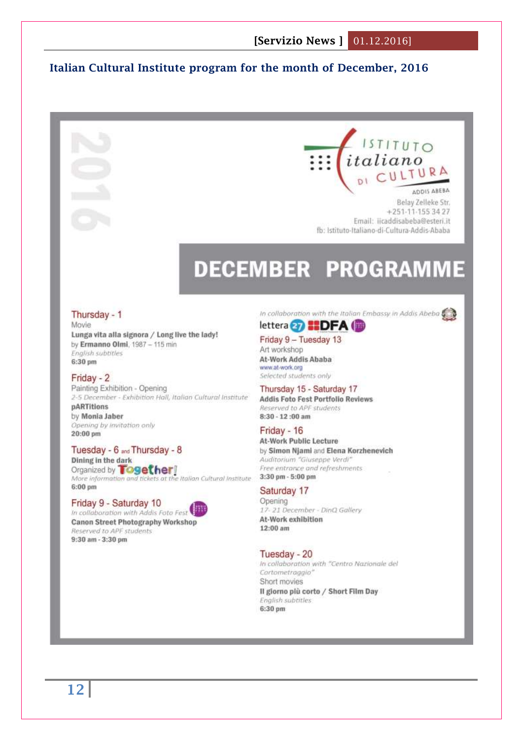## Italian Cultural Institute program for the month of December, 2016

2016

ISTITUTO italiano DI CULTURA
ADDIS ABEBA

Belay Zelleke Str.
+251-11-155 34 27
Email: iicaddisabeba@esteri.it
fb: Istituto-Italiano-di-Cultura-Addis-Ababa

# DECEMBER PROGRAMME

**Thursday - 1**
Movie
**Lunga vita alla signora / Long live the lady!**
by **Ermanno Olmi**, 1987 – 115 min
*English subtitles*
**6:30 pm**

**Friday - 2**
Painting Exhibition - Opening
*2-5 December - Exhibition Hall, Italian Cultural Institute*
**pARTitions**
by **Monia Jaber**
*Opening by invitation only*
**20:00 pm**

**Tuesday - 6 and Thursday - 8**
**Dining in the dark**
Organized by **Together!**
*More information and tickets at the Italian Cultural Institute*
**6:00 pm**

**Friday 9 - Saturday 10**
*In collaboration with Addis Foto Fest*
**Canon Street Photography Workshop**
*Reserved to APF students*
**9:30 am - 3:30 pm**

*In collaboration with the Italian Embassy in Addis Abeba*
lettera 27 DFA

**Friday 9 – Tuesday 13**
Art workshop
**At-Work Addis Ababa**
www.at-work.org
*Selected students only*

**Thursday 15 - Saturday 17**
**Addis Foto Fest Portfolio Reviews**
*Reserved to APF students*
**8:30 - 12 :00 am**

**Friday - 16**
**At-Work Public Lecture**
by **Simon Njami** and **Elena Korzhenevich**
*Auditorium "Giuseppe Verdi"*
*Free entrance and refreshments*
**3:30 pm - 5:00 pm**

**Saturday 17**
Opening
*17- 21 December - DinQ Gallery*
**At-Work exhibition**
**12:00 am**

**Tuesday - 20**
*In collaboration with "Centro Nazionale del Cortometraggio"*
Short movies
**Il giorno più corto / Short Film Day**
*English subtitles*
**6:30 pm**